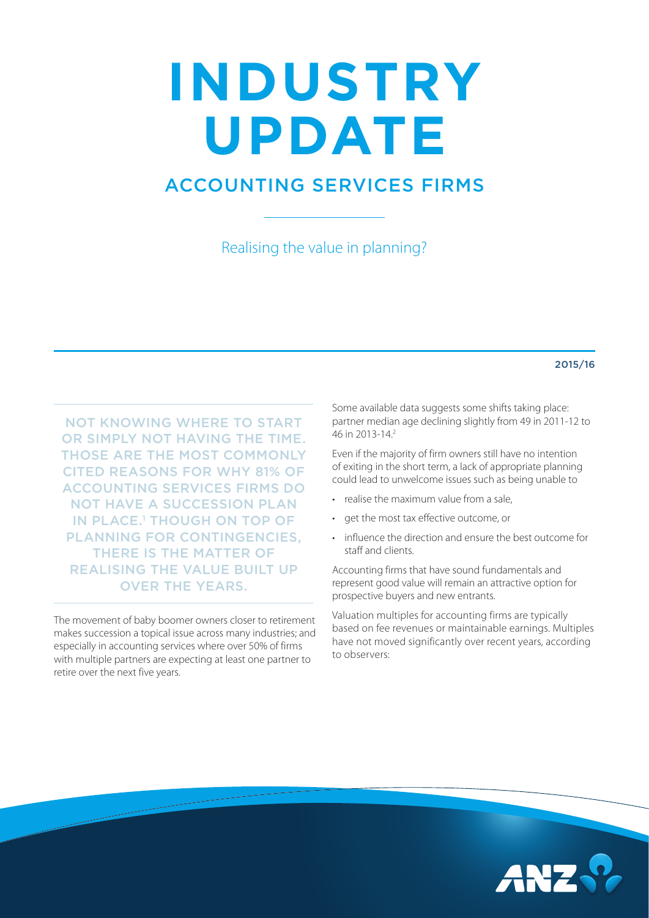# INDUSTRY UPDATE

## ACCOUNTING SERVICES FIRMS

Realising the value in planning?

2015/16

NOT KNOWING WHERE TO START OR SIMPLY NOT HAVING THE TIME. THOSE ARE THE MOST COMMONLY CITED REASONS FOR WHY 81% OF ACCOUNTING SERVICES FIRMS DO NOT HAVE A SUCCESSION PLAN IN PLACE.[1] THOUGH ON TOP OF PLANNING FOR CONTINGENCIES, THERE IS THE MATTER OF REALISING THE VALUE BUILT UP OVER THE YEARS.

The movement of baby boomer owners closer to retirement makes succession a topical issue across many industries; and especially in accounting services where over 50% of firms with multiple partners are expecting at least one partner to retire over the next five years.

Some available data suggests some shifts taking place: partner median age declining slightly from 49 in 2011-12 to 46 in 2013-14.[2]

Even if the majority of firm owners still have no intention of exiting in the short term, a lack of appropriate planning could lead to unwelcome issues such as being unable to

- realise the maximum value from a sale,
- get the most tax effective outcome, or
- influence the direction and ensure the best outcome for staff and clients.

Accounting firms that have sound fundamentals and represent good value will remain an attractive option for prospective buyers and new entrants.

Valuation multiples for accounting firms are typically based on fee revenues or maintainable earnings. Multiples have not moved significantly over recent years, according to observers: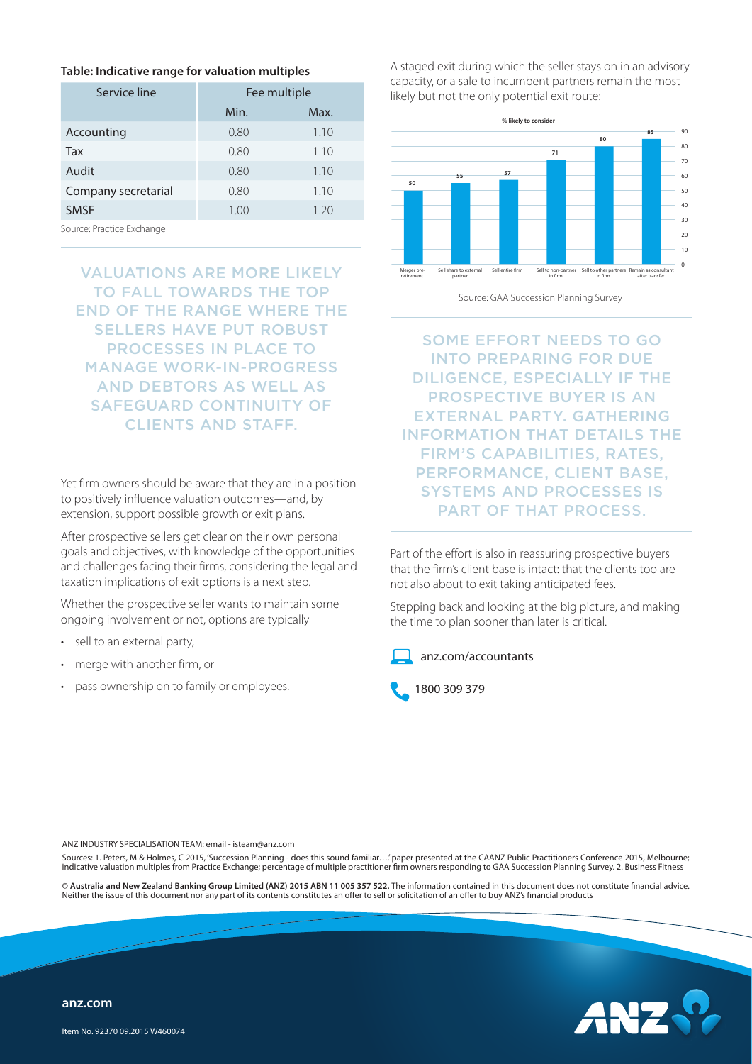**Table: Indicative range for valuation multiples**

| Service line | Fee multiple | |
|---|---|---|
| | Min. | Max. |
| Accounting | 0.80 | 1.10 |
| Tax | 0.80 | 1.10 |
| Audit | 0.80 | 1.10 |
| Company secretarial | 0.80 | 1.10 |
| SMSF | 1.00 | 1.20 |

Source: Practice Exchange

VALUATIONS ARE MORE LIKELY TO FALL TOWARDS THE TOP END OF THE RANGE WHERE THE SELLERS HAVE PUT ROBUST PROCESSES IN PLACE TO MANAGE WORK-IN-PROGRESS AND DEBTORS AS WELL AS SAFEGUARD CONTINUITY OF CLIENTS AND STAFF.

Yet firm owners should be aware that they are in a position to positively influence valuation outcomes—and, by extension, support possible growth or exit plans.

After prospective sellers get clear on their own personal goals and objectives, with knowledge of the opportunities and challenges facing their firms, considering the legal and taxation implications of exit options is a next step.

Whether the prospective seller wants to maintain some ongoing involvement or not, options are typically

- sell to an external party,
- merge with another firm, or
- pass ownership on to family or employees.

A staged exit during which the seller stays on in an advisory capacity, or a sale to incumbent partners remain the most likely but not the only potential exit route:

% likely to consider

50
55
57
71
80
85

0
10
20
30
40
50
60
70
80
90

Merger pre-retirement
Sell share to external partner
Sell entire firm
Sell to non-partner in firm
Sell to other partners in firm
Remain as consultant after transfer

Source: GAA Succession Planning Survey

SOME EFFORT NEEDS TO GO INTO PREPARING FOR DUE DILIGENCE, ESPECIALLY IF THE PROSPECTIVE BUYER IS AN EXTERNAL PARTY. GATHERING INFORMATION THAT DETAILS THE FIRM'S CAPABILITIES, RATES, PERFORMANCE, CLIENT BASE, SYSTEMS AND PROCESSES IS PART OF THAT PROCESS.

Part of the effort is also in reassuring prospective buyers that the firm's client base is intact: that the clients too are not also about to exit taking anticipated fees.

Stepping back and looking at the big picture, and making the time to plan sooner than later is critical.

anz.com/accountants

1800 309 379

ANZ INDUSTRY SPECIALISATION TEAM: email - isteam@anz.com

Sources: 1. Peters, M & Holmes, C 2015, 'Succession Planning - does this sound familiar….' paper presented at the CAANZ Public Practitioners Conference 2015, Melbourne; indicative valuation multiples from Practice Exchange; percentage of multiple practitioner firm owners responding to GAA Succession Planning Survey. 2. Business Fitness

**© Australia and New Zealand Banking Group Limited (ANZ) 2015 ABN 11 005 357 522.** The information contained in this document does not constitute financial advice. Neither the issue of this document nor any part of its contents constitutes an offer to sell or solicitation of an offer to buy ANZ's financial products

**anz.com**

Item No. 92370 09.2015 W460074